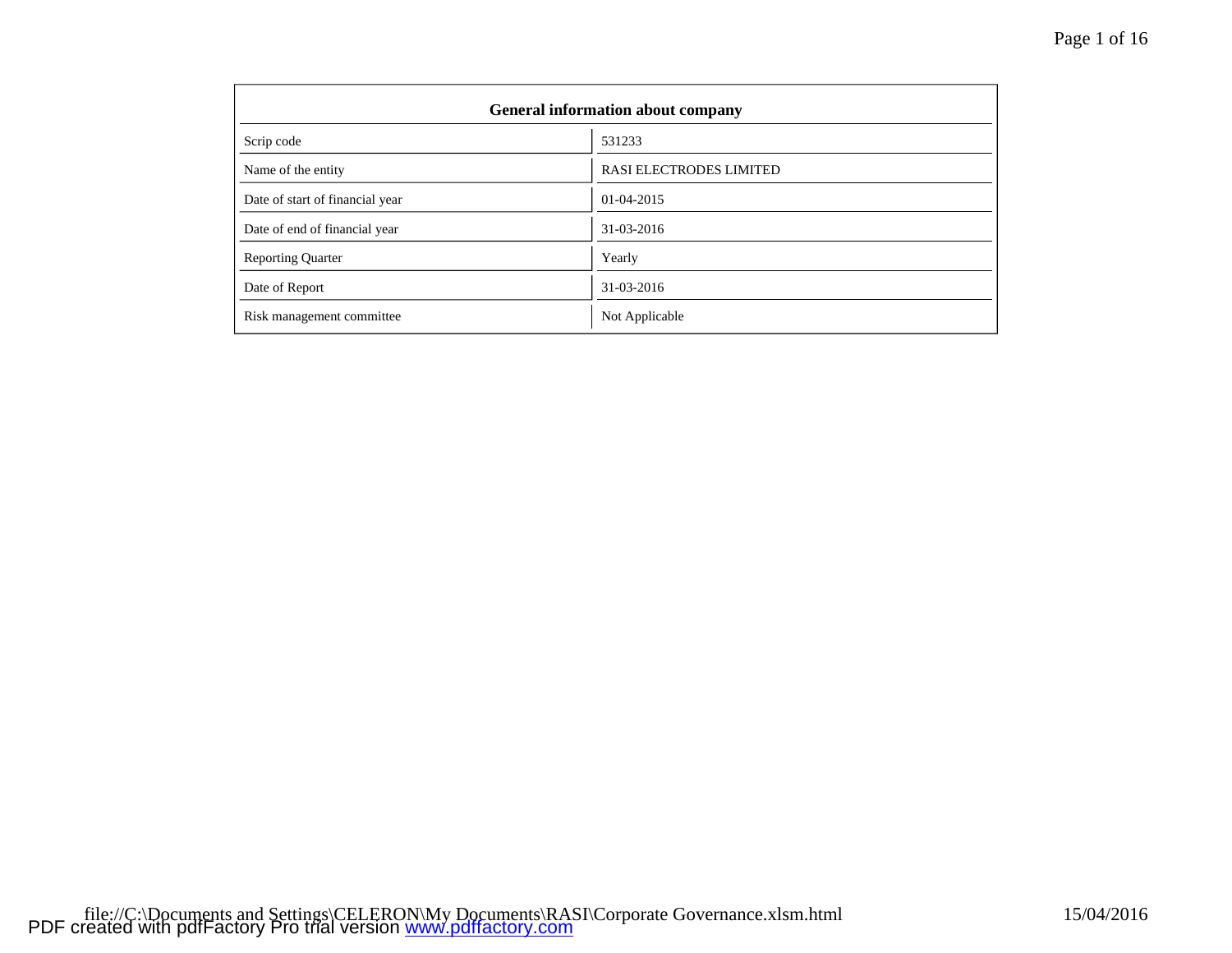| General information about company | |
|---|---|
| Scrip code | 531233 |
| Name of the entity | RASI ELECTRODES LIMITED |
| Date of start of financial year | 01-04-2015 |
| Date of end of financial year | 31-03-2016 |
| Reporting Quarter | Yearly |
| Date of Report | 31-03-2016 |
| Risk management committee | Not Applicable |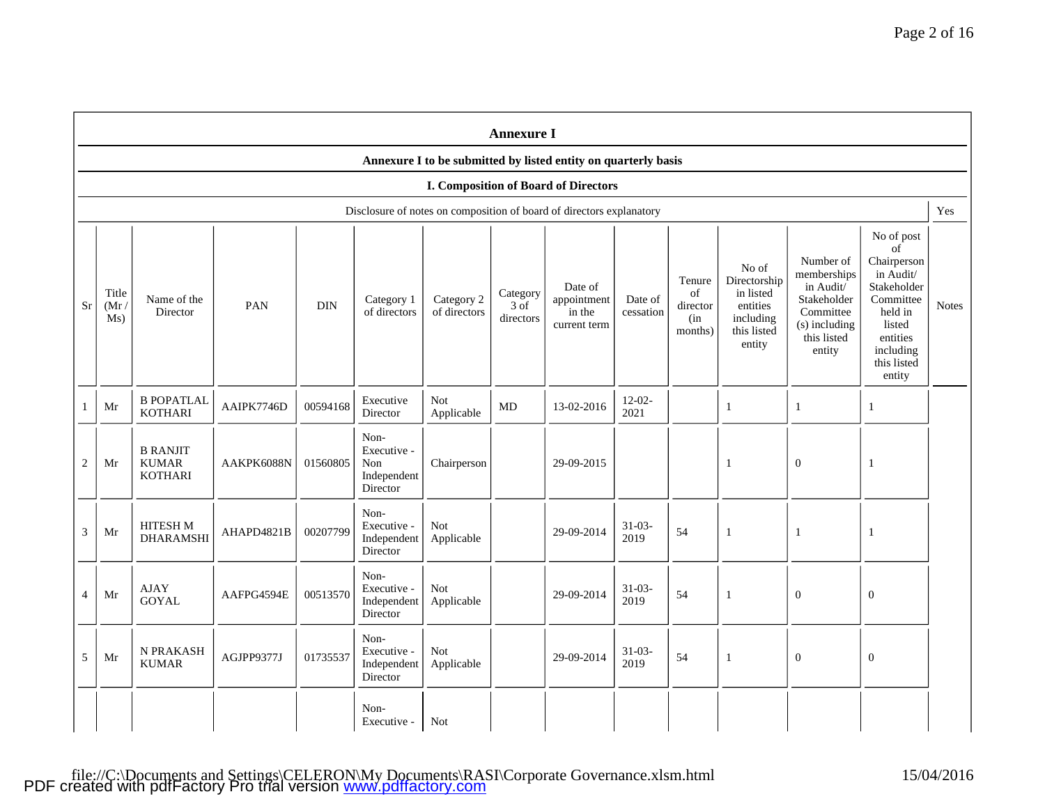## Annexure I

### Annexure I to be submitted by listed entity on quarterly basis

### I. Composition of Board of Directors

| Disclosure of notes on composition of board of directors explanatory | Yes |
|---|---|

| Sr | Title (Mr / Ms) | Name of the Director | PAN | DIN | Category 1 of directors | Category 2 of directors | Category 3 of directors | Date of appointment in the current term | Date of cessation | Tenure of director (in months) | No of Directorship in listed entities including this listed entity | Number of memberships in Audit/ Stakeholder Committee (s) including this listed entity | No of post of Chairperson in Audit/ Stakeholder Committee held in listed entities including this listed entity | Notes |
|---|---|---|---|---|---|---|---|---|---|---|---|---|---|---|
| 1 | Mr | B POPATLAL KOTHARI | AAIPK7746D | 00594168 | Executive Director | Not Applicable | MD | 13-02-2016 | 12-02-2021 | | 1 | 1 | 1 | |
| 2 | Mr | B RANJIT KUMAR KOTHARI | AAKPK6088N | 01560805 | Non-Executive - Non Independent Director | Chairperson | | 29-09-2015 | | | 1 | 0 | 1 | |
| 3 | Mr | HITESH M DHARAMSHI | AHAPD4821B | 00207799 | Non-Executive - Independent Director | Not Applicable | | 29-09-2014 | 31-03-2019 | 54 | 1 | 1 | 1 | |
| 4 | Mr | AJAY GOYAL | AAFPG4594E | 00513570 | Non-Executive - Independent Director | Not Applicable | | 29-09-2014 | 31-03-2019 | 54 | 1 | 0 | 0 | |
| 5 | Mr | N PRAKASH KUMAR | AGJPP9377J | 01735537 | Non-Executive - Independent Director | Not Applicable | | 29-09-2014 | 31-03-2019 | 54 | 1 | 0 | 0 | |
| | | | | | Non-Executive - | Not | | | | | | | | |

file://C:\Documents and Settings\CELERON\My Documents\RASI\Corporate Governance.xlsm.html 15/04/2016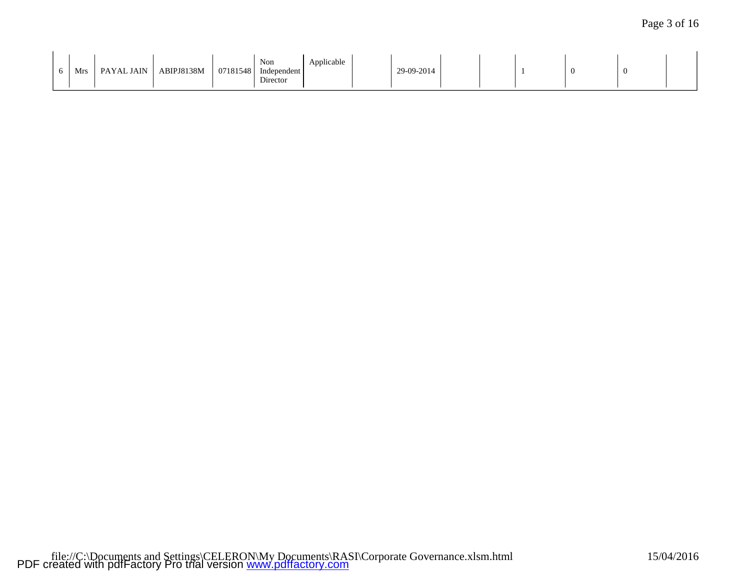| 6 | Mrs | PAYAL JAIN | ABIPJ8138M | 07181548 | Non Independent Director | Applicable | | 29-09-2014 | | | 1 | 0 | 0 | |
|---|---|---|---|---|---|---|---|---|---|---|---|---|---|---|

file://C:\Documents and Settings\CELERON\My Documents\RASI\Corporate Governance.xlsm.html 15/04/2016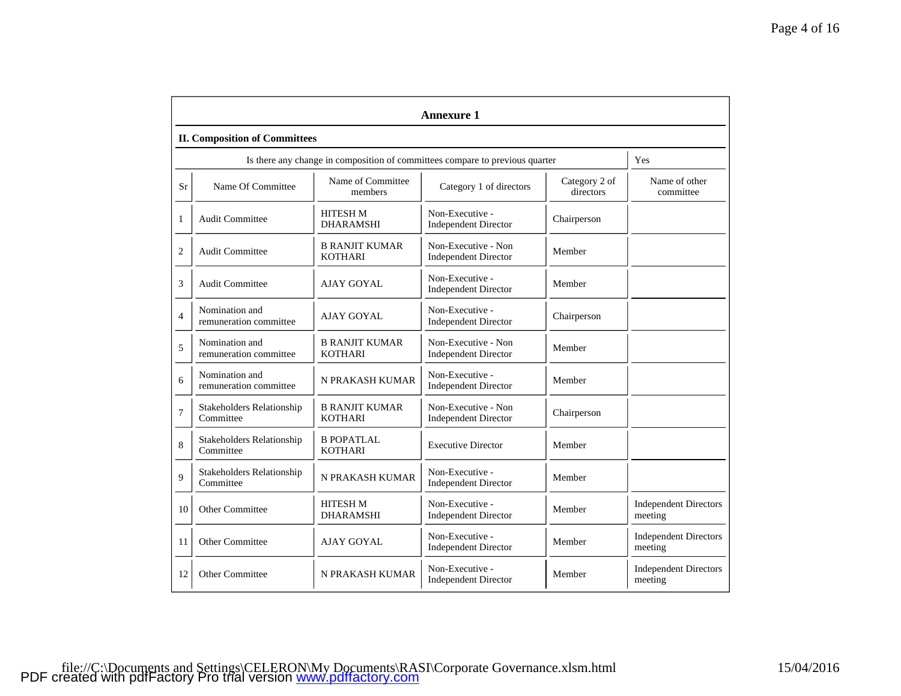## Annexure 1

### II. Composition of Committees

| Is there any change in composition of committees compare to previous quarter | Yes |
|---|---|

| Sr | Name Of Committee | Name of Committee members | Category 1 of directors | Category 2 of directors | Name of other committee |
|---|---|---|---|---|---|
| 1 | Audit Committee | HITESH M DHARAMSHI | Non-Executive - Independent Director | Chairperson | |
| 2 | Audit Committee | B RANJIT KUMAR KOTHARI | Non-Executive - Non Independent Director | Member | |
| 3 | Audit Committee | AJAY GOYAL | Non-Executive - Independent Director | Member | |
| 4 | Nomination and remuneration committee | AJAY GOYAL | Non-Executive - Independent Director | Chairperson | |
| 5 | Nomination and remuneration committee | B RANJIT KUMAR KOTHARI | Non-Executive - Non Independent Director | Member | |
| 6 | Nomination and remuneration committee | N PRAKASH KUMAR | Non-Executive - Independent Director | Member | |
| 7 | Stakeholders Relationship Committee | B RANJIT KUMAR KOTHARI | Non-Executive - Non Independent Director | Chairperson | |
| 8 | Stakeholders Relationship Committee | B POPATLAL KOTHARI | Executive Director | Member | |
| 9 | Stakeholders Relationship Committee | N PRAKASH KUMAR | Non-Executive - Independent Director | Member | |
| 10 | Other Committee | HITESH M DHARAMSHI | Non-Executive - Independent Director | Member | Independent Directors meeting |
| 11 | Other Committee | AJAY GOYAL | Non-Executive - Independent Director | Member | Independent Directors meeting |
| 12 | Other Committee | N PRAKASH KUMAR | Non-Executive - Independent Director | Member | Independent Directors meeting |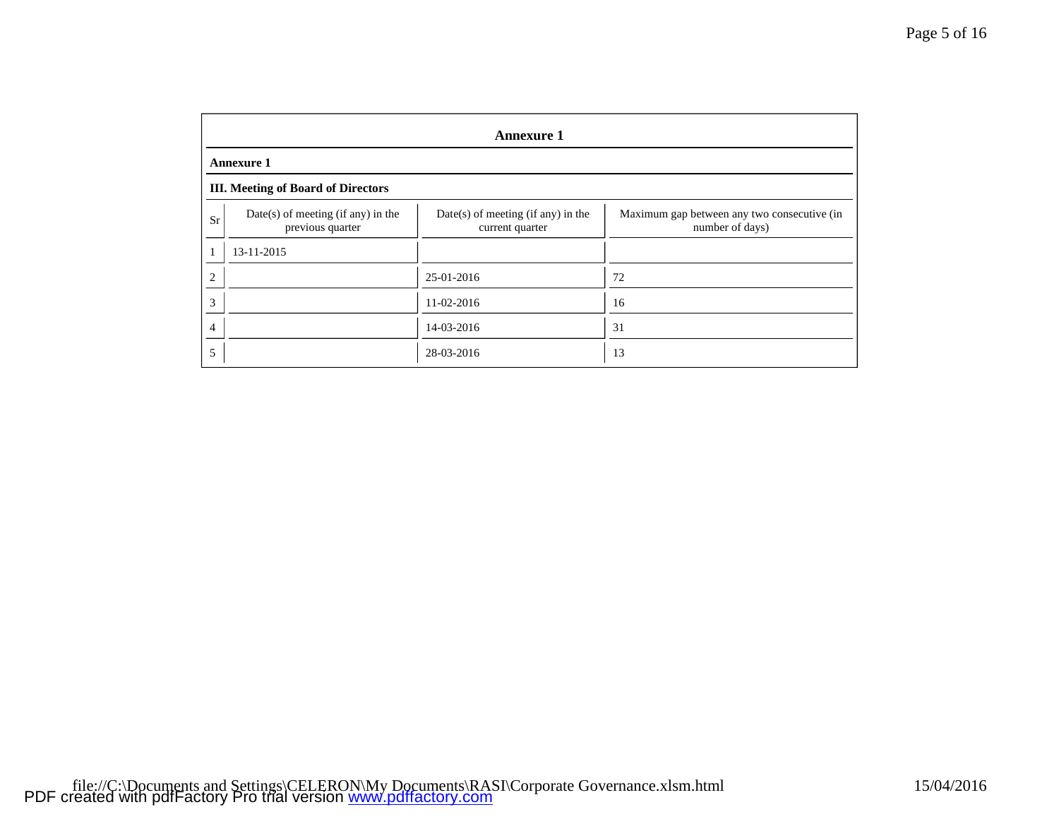## Annexure 1

### Annexure 1

### III. Meeting of Board of Directors

| Sr | Date(s) of meeting (if any) in the previous quarter | Date(s) of meeting (if any) in the current quarter | Maximum gap between any two consecutive (in number of days) |
|---|---|---|---|
| 1 | 13-11-2015 | | |
| 2 | | 25-01-2016 | 72 |
| 3 | | 11-02-2016 | 16 |
| 4 | | 14-03-2016 | 31 |
| 5 | | 28-03-2016 | 13 |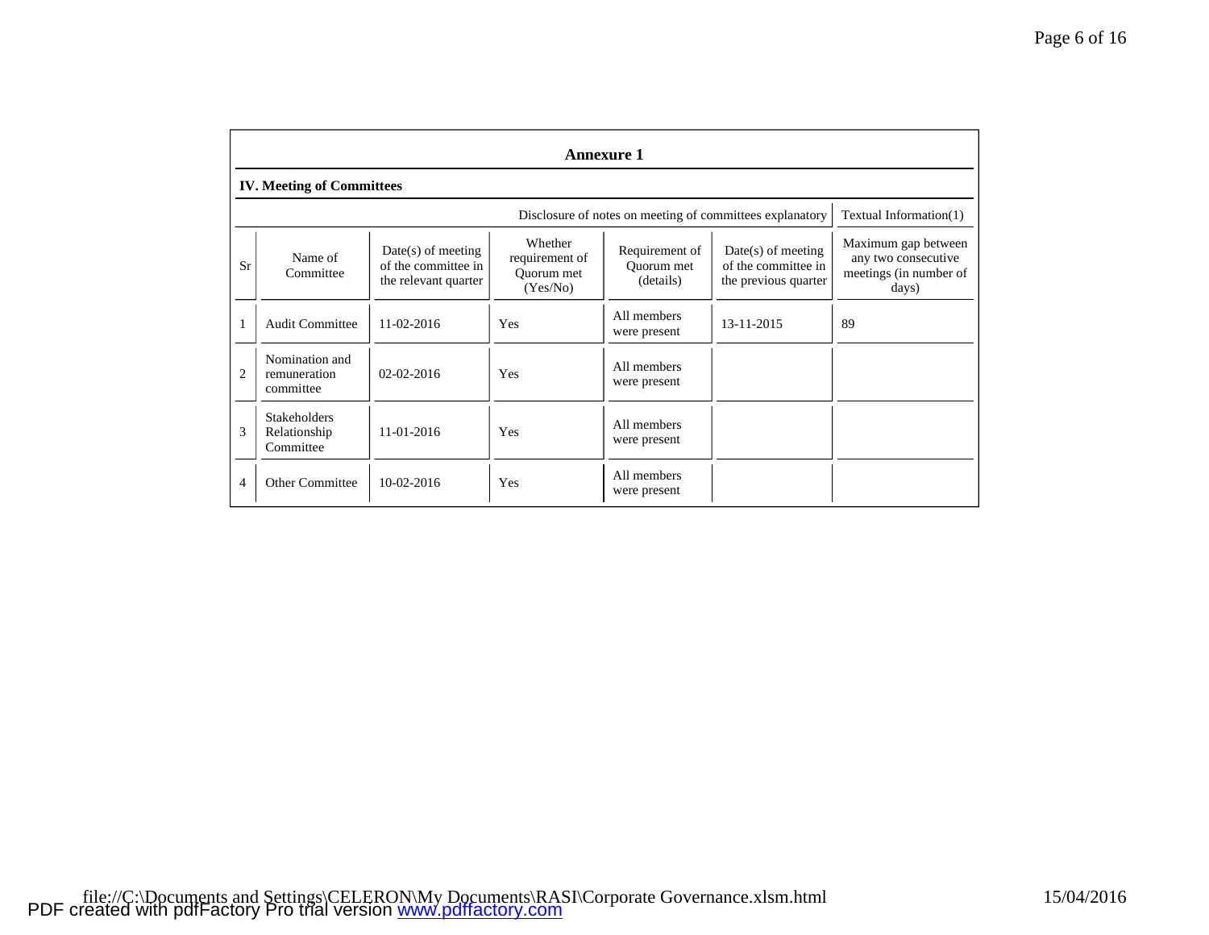## Annexure 1

### IV. Meeting of Committees

| | | | | | Disclosure of notes on meeting of committees explanatory | Textual Information(1) |
|---|---|---|---|---|---|---|
| Sr | Name of Committee | Date(s) of meeting of the committee in the relevant quarter | Whether requirement of Quorum met (Yes/No) | Requirement of Quorum met (details) | Date(s) of meeting of the committee in the previous quarter | Maximum gap between any two consecutive meetings (in number of days) |
| 1 | Audit Committee | 11-02-2016 | Yes | All members were present | 13-11-2015 | 89 |
| 2 | Nomination and remuneration committee | 02-02-2016 | Yes | All members were present | | |
| 3 | Stakeholders Relationship Committee | 11-01-2016 | Yes | All members were present | | |
| 4 | Other Committee | 10-02-2016 | Yes | All members were present | | |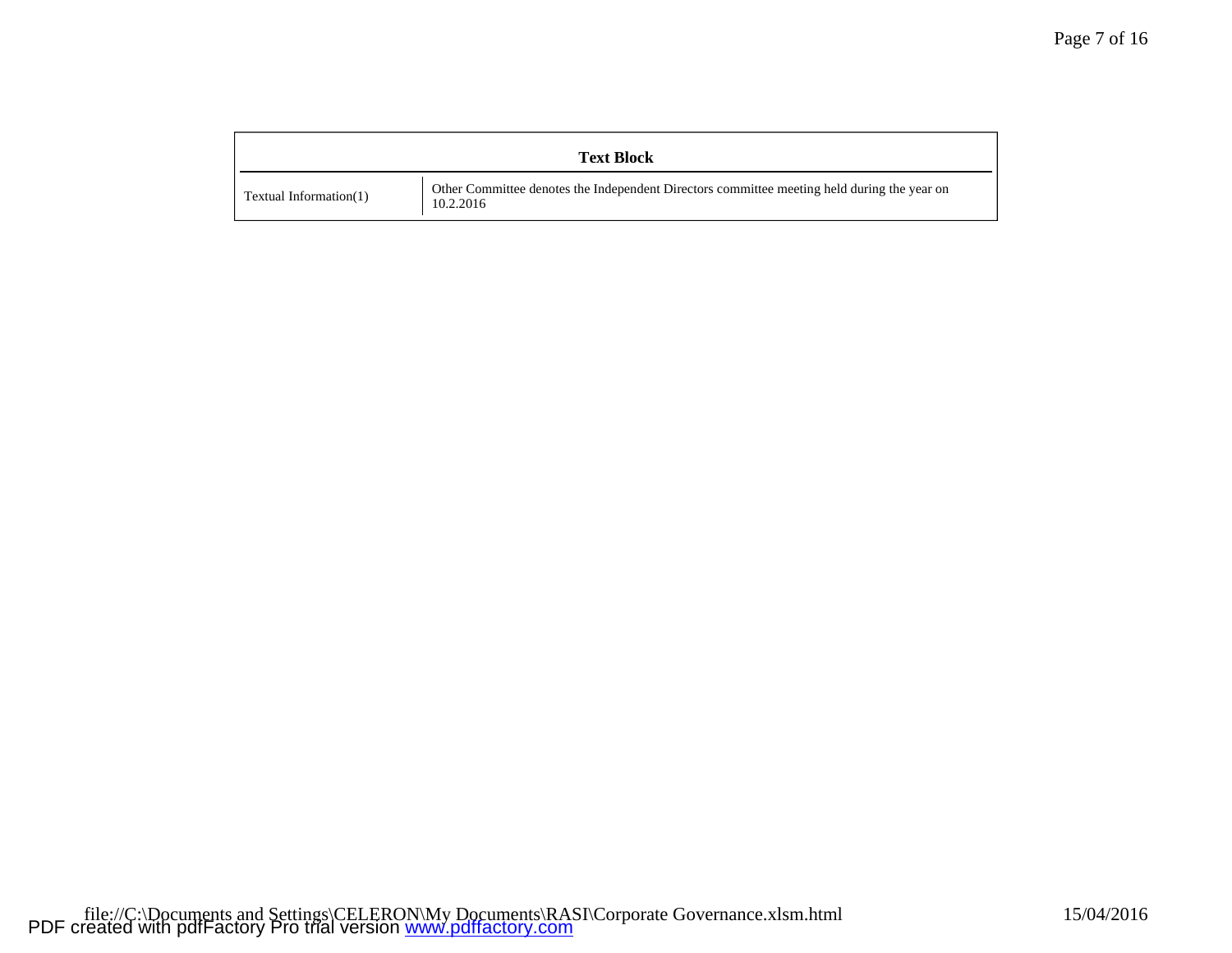| Text Block | |
|---|---|
| Textual Information(1) | Other Committee denotes the Independent Directors committee meeting held during the year on 10.2.2016 |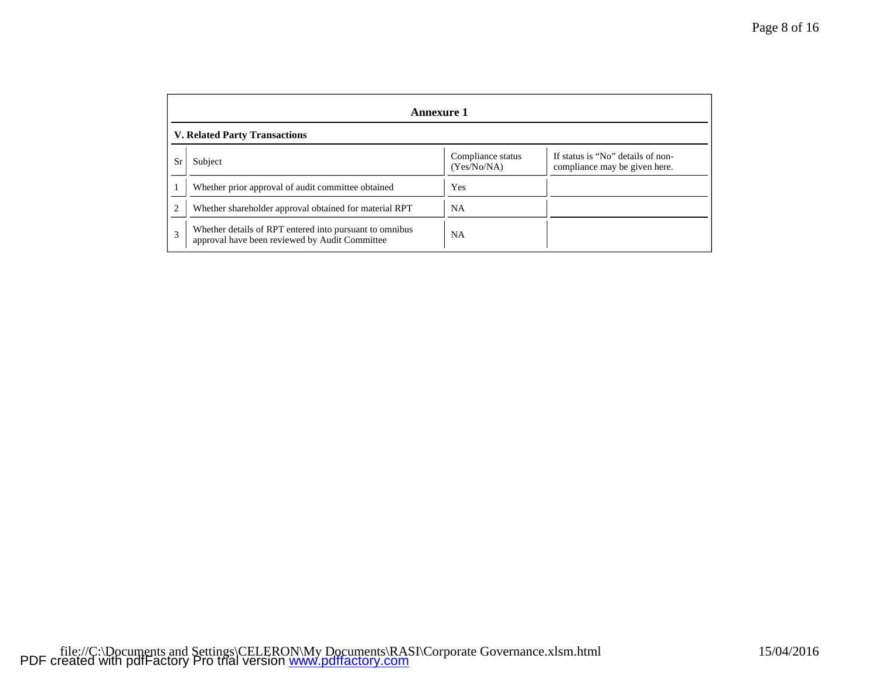## Annexure 1

### V. Related Party Transactions

| Sr | Subject | Compliance status (Yes/No/NA) | If status is "No" details of non-compliance may be given here. |
|---|---|---|---|
| 1 | Whether prior approval of audit committee obtained | Yes | |
| 2 | Whether shareholder approval obtained for material RPT | NA | |
| 3 | Whether details of RPT entered into pursuant to omnibus approval have been reviewed by Audit Committee | NA | |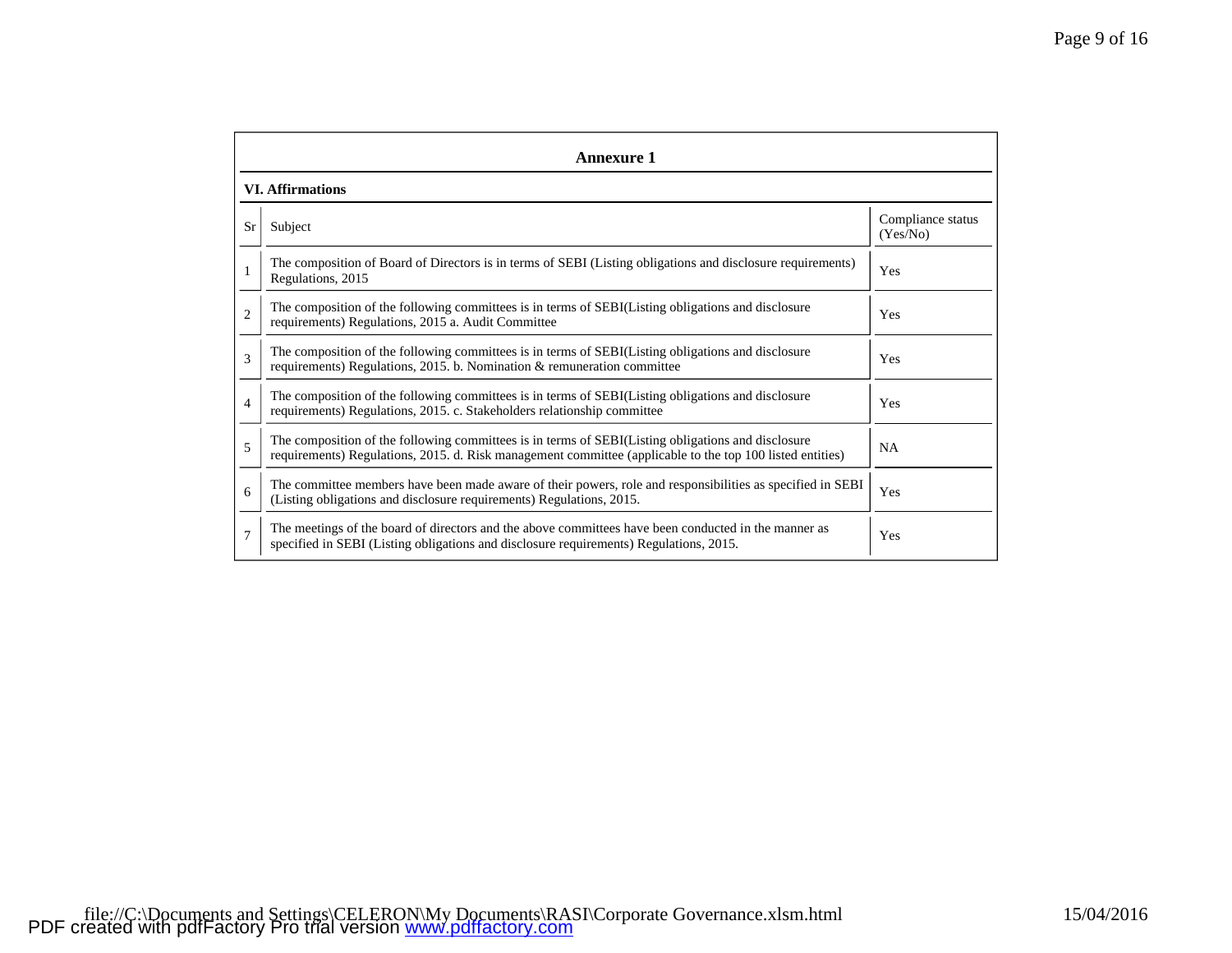## Annexure 1

### VI. Affirmations

| Sr | Subject | Compliance status (Yes/No) |
|---|---|---|
| 1 | The composition of Board of Directors is in terms of SEBI (Listing obligations and disclosure requirements) Regulations, 2015 | Yes |
| 2 | The composition of the following committees is in terms of SEBI(Listing obligations and disclosure requirements) Regulations, 2015 a. Audit Committee | Yes |
| 3 | The composition of the following committees is in terms of SEBI(Listing obligations and disclosure requirements) Regulations, 2015. b. Nomination & remuneration committee | Yes |
| 4 | The composition of the following committees is in terms of SEBI(Listing obligations and disclosure requirements) Regulations, 2015. c. Stakeholders relationship committee | Yes |
| 5 | The composition of the following committees is in terms of SEBI(Listing obligations and disclosure requirements) Regulations, 2015. d. Risk management committee (applicable to the top 100 listed entities) | NA |
| 6 | The committee members have been made aware of their powers, role and responsibilities as specified in SEBI (Listing obligations and disclosure requirements) Regulations, 2015. | Yes |
| 7 | The meetings of the board of directors and the above committees have been conducted in the manner as specified in SEBI (Listing obligations and disclosure requirements) Regulations, 2015. | Yes |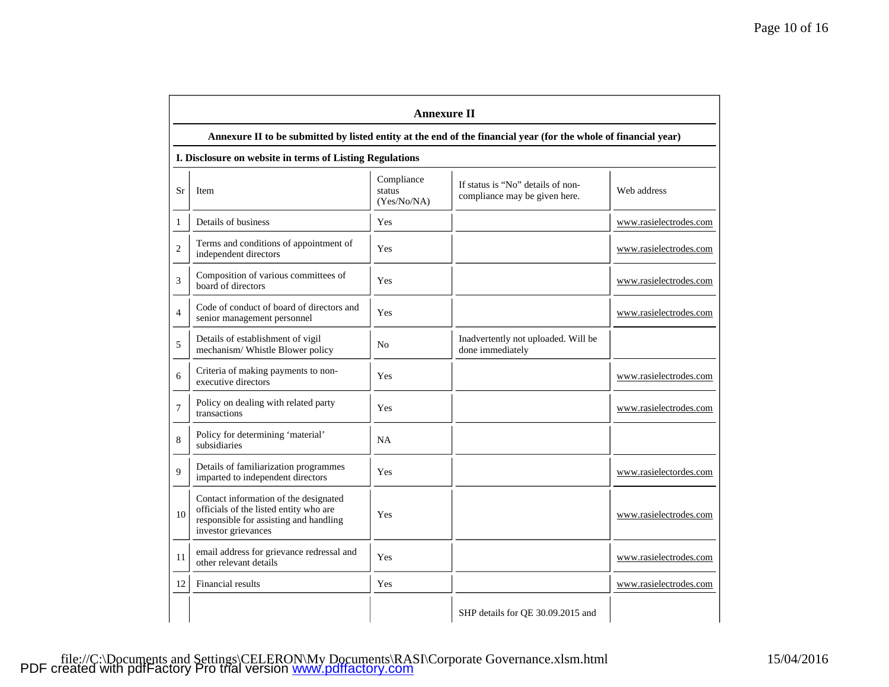## Annexure II

**Annexure II to be submitted by listed entity at the end of the financial year (for the whole of financial year)**

**I. Disclosure on website in terms of Listing Regulations**

| Sr | Item | Compliance status (Yes/No/NA) | If status is "No" details of non-compliance may be given here. | Web address |
|---|---|---|---|---|
| 1 | Details of business | Yes | | www.rasielectrodes.com |
| 2 | Terms and conditions of appointment of independent directors | Yes | | www.rasielectrodes.com |
| 3 | Composition of various committees of board of directors | Yes | | www.rasielectrodes.com |
| 4 | Code of conduct of board of directors and senior management personnel | Yes | | www.rasielectrodes.com |
| 5 | Details of establishment of vigil mechanism/ Whistle Blower policy | No | Inadvertently not uploaded. Will be done immediately | |
| 6 | Criteria of making payments to non-executive directors | Yes | | www.rasielectrodes.com |
| 7 | Policy on dealing with related party transactions | Yes | | www.rasielectrodes.com |
| 8 | Policy for determining 'material' subsidiaries | NA | | |
| 9 | Details of familiarization programmes imparted to independent directors | Yes | | www.rasielectordes.com |
| 10 | Contact information of the designated officials of the listed entity who are responsible for assisting and handling investor grievances | Yes | | www.rasielectrodes.com |
| 11 | email address for grievance redressal and other relevant details | Yes | | www.rasielectrodes.com |
| 12 | Financial results | Yes | | www.rasielectrodes.com |
| | | | SHP details for QE 30.09.2015 and | |

file://C:\Documents and Settings\CELERON\My Documents\RASI\Corporate Governance.xlsm.html 15/04/2016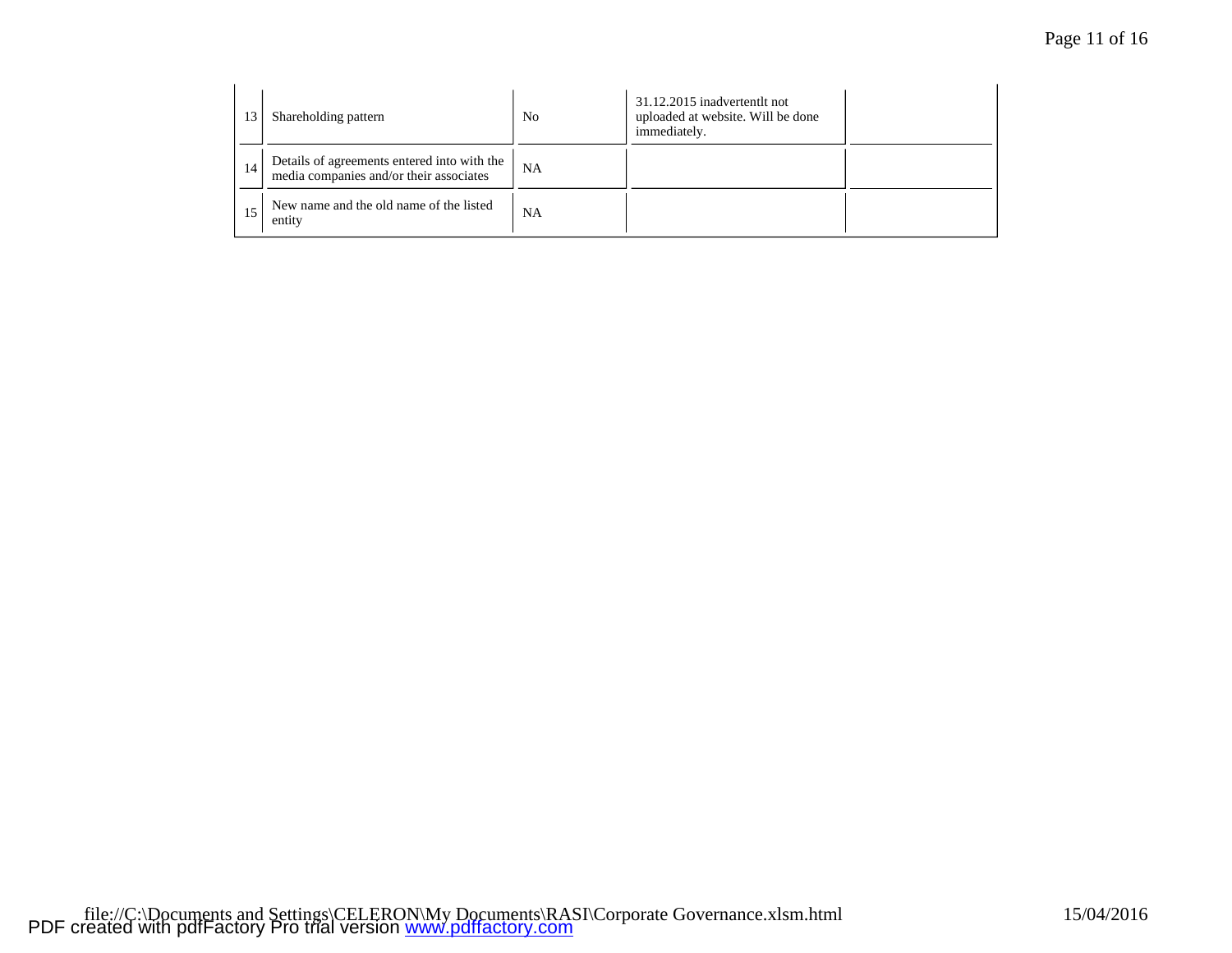| 13 | Shareholding pattern | No | 31.12.2015 inadvertentlt not uploaded at website. Will be done immediately. | |
|---|---|---|---|---|
| 14 | Details of agreements entered into with the media companies and/or their associates | NA | | |
| 15 | New name and the old name of the listed entity | NA | | |

file://C:\Documents and Settings\CELERON\My Documents\RASI\Corporate Governance.xlsm.html 15/04/2016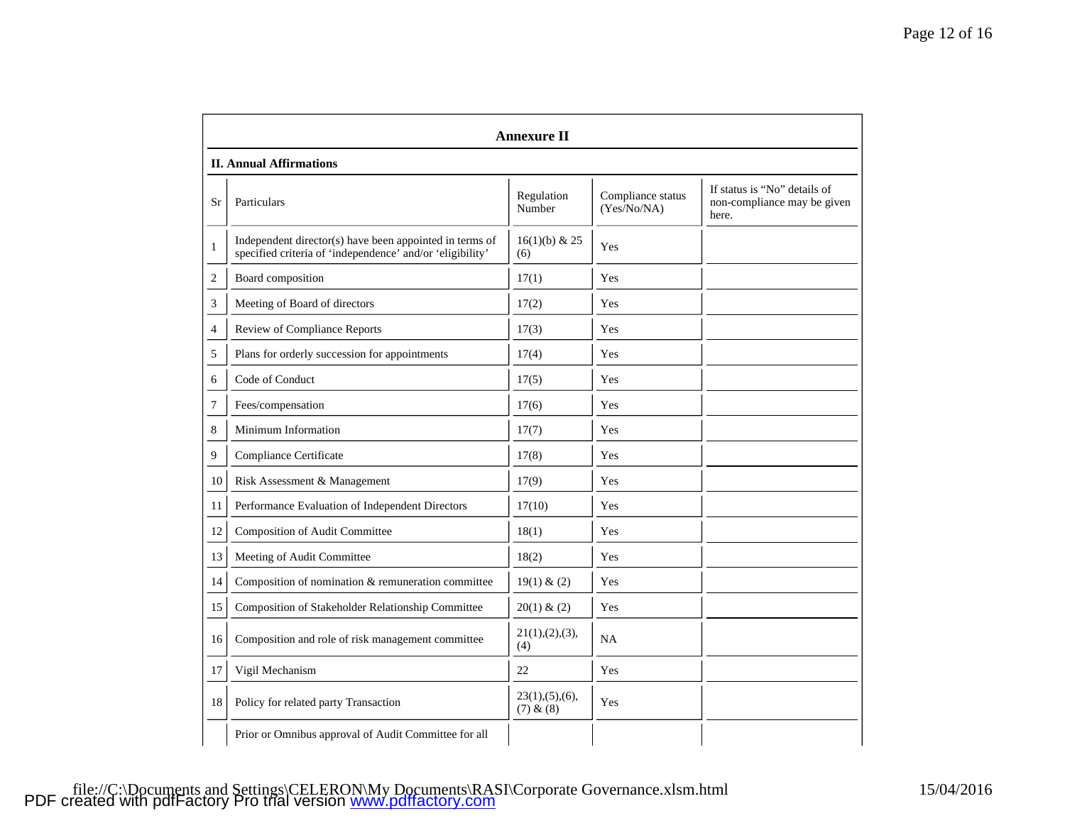## Annexure II

**II. Annual Affirmations**

| Sr | Particulars | Regulation Number | Compliance status (Yes/No/NA) | If status is "No" details of non-compliance may be given here. |
|---|---|---|---|---|
| 1 | Independent director(s) have been appointed in terms of specified criteria of 'independence' and/or 'eligibility' | 16(1)(b) & 25 (6) | Yes | |
| 2 | Board composition | 17(1) | Yes | |
| 3 | Meeting of Board of directors | 17(2) | Yes | |
| 4 | Review of Compliance Reports | 17(3) | Yes | |
| 5 | Plans for orderly succession for appointments | 17(4) | Yes | |
| 6 | Code of Conduct | 17(5) | Yes | |
| 7 | Fees/compensation | 17(6) | Yes | |
| 8 | Minimum Information | 17(7) | Yes | |
| 9 | Compliance Certificate | 17(8) | Yes | |
| 10 | Risk Assessment & Management | 17(9) | Yes | |
| 11 | Performance Evaluation of Independent Directors | 17(10) | Yes | |
| 12 | Composition of Audit Committee | 18(1) | Yes | |
| 13 | Meeting of Audit Committee | 18(2) | Yes | |
| 14 | Composition of nomination & remuneration committee | 19(1) & (2) | Yes | |
| 15 | Composition of Stakeholder Relationship Committee | 20(1) & (2) | Yes | |
| 16 | Composition and role of risk management committee | 21(1),(2),(3),(4) | NA | |
| 17 | Vigil Mechanism | 22 | Yes | |
| 18 | Policy for related party Transaction | 23(1),(5),(6),(7) & (8) | Yes | |
| | Prior or Omnibus approval of Audit Committee for all | | | |

file://C:\Documents and Settings\CELERON\My Documents\RASI\Corporate Governance.xlsm.html 15/04/2016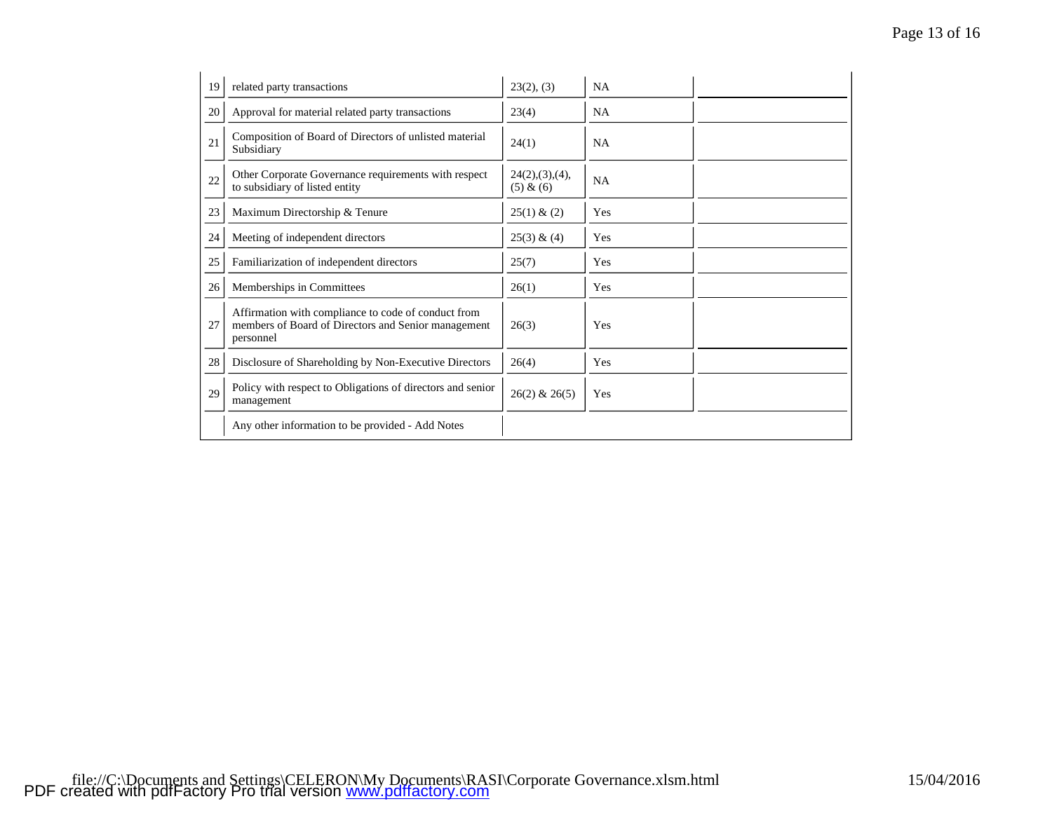| 19 | related party transactions | 23(2), (3) | NA | |
|---|---|---|---|---|
| 20 | Approval for material related party transactions | 23(4) | NA | |
| 21 | Composition of Board of Directors of unlisted material Subsidiary | 24(1) | NA | |
| 22 | Other Corporate Governance requirements with respect to subsidiary of listed entity | 24(2),(3),(4), (5) & (6) | NA | |
| 23 | Maximum Directorship & Tenure | 25(1) & (2) | Yes | |
| 24 | Meeting of independent directors | 25(3) & (4) | Yes | |
| 25 | Familiarization of independent directors | 25(7) | Yes | |
| 26 | Memberships in Committees | 26(1) | Yes | |
| 27 | Affirmation with compliance to code of conduct from members of Board of Directors and Senior management personnel | 26(3) | Yes | |
| 28 | Disclosure of Shareholding by Non-Executive Directors | 26(4) | Yes | |
| 29 | Policy with respect to Obligations of directors and senior management | 26(2) & 26(5) | Yes | |
| | Any other information to be provided - Add Notes | | | |

file://C:\Documents and Settings\CELERON\My Documents\RASI\Corporate Governance.xlsm.html 15/04/2016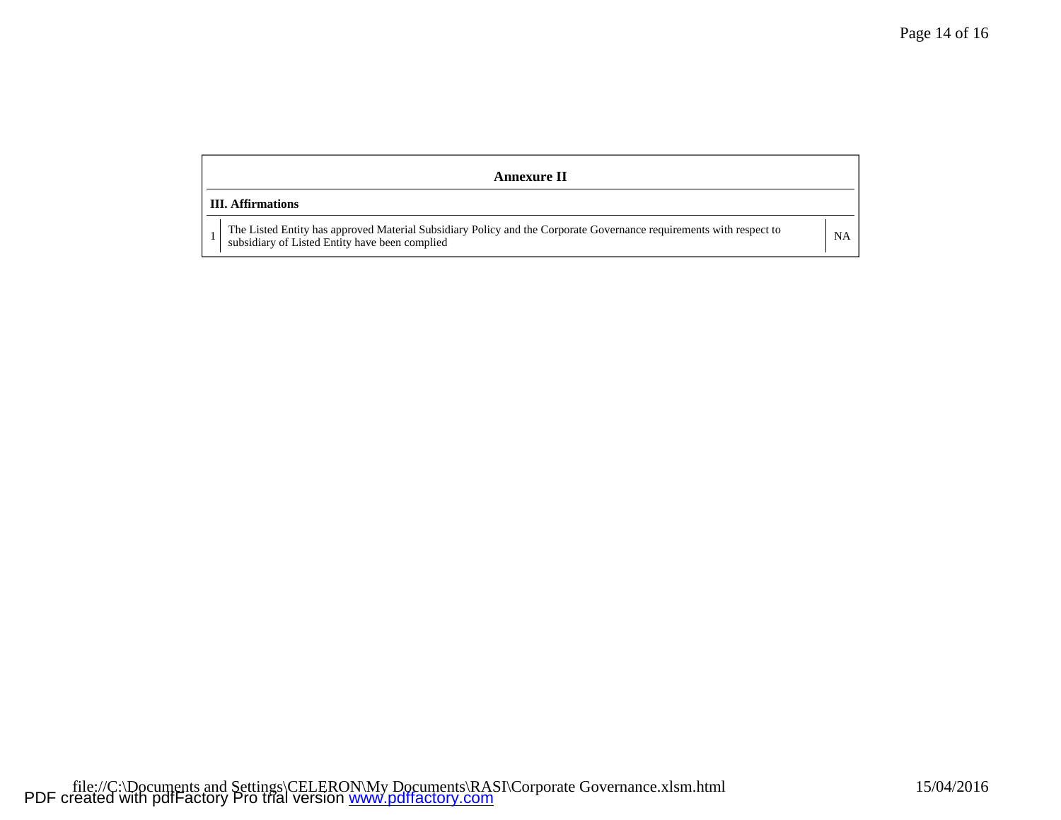## Annexure II

**III. Affirmations**

| | | |
|---|---|---|
| 1 | The Listed Entity has approved Material Subsidiary Policy and the Corporate Governance requirements with respect to subsidiary of Listed Entity have been complied | NA |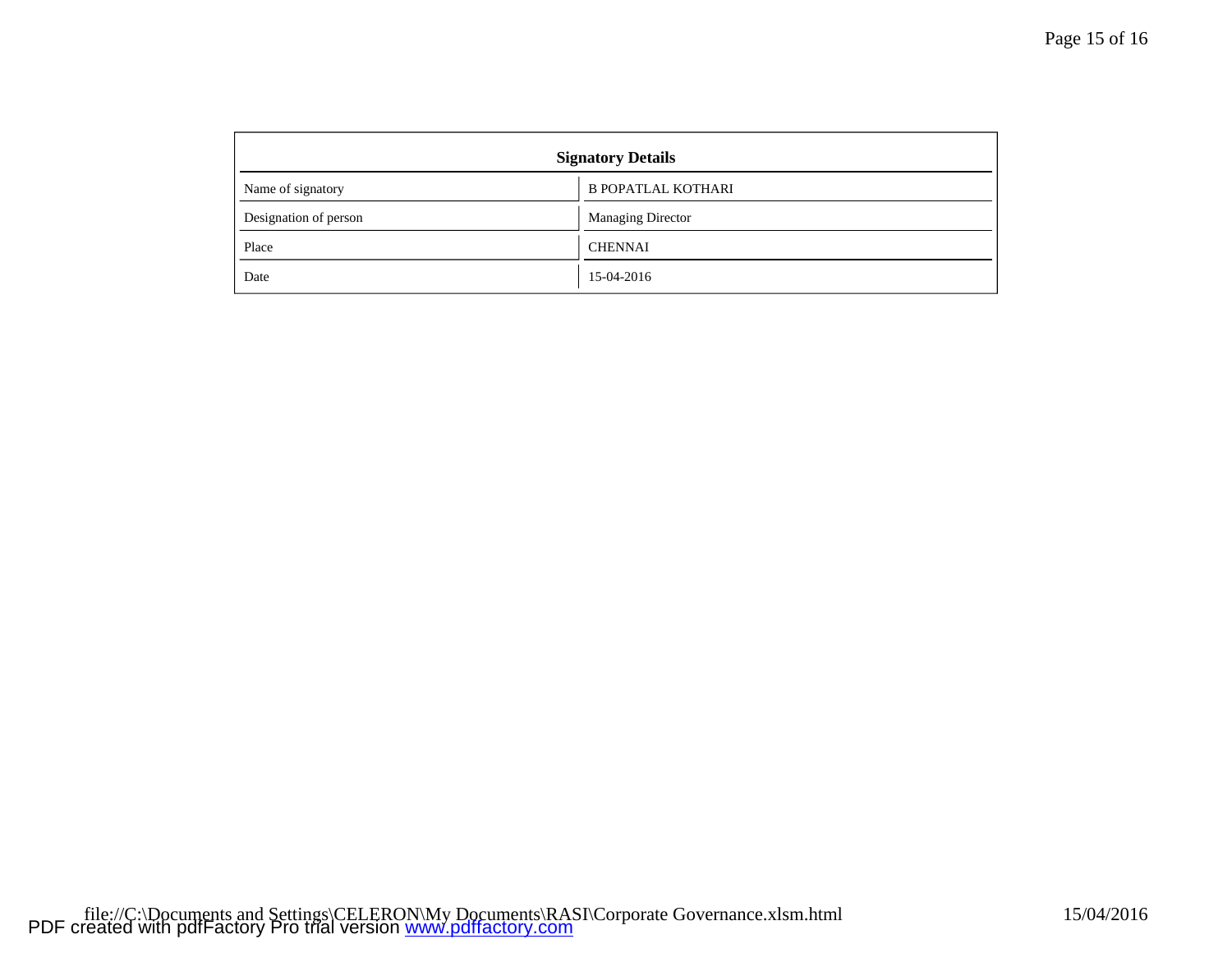| Signatory Details | |
|---|---|
| Name of signatory | B POPATLAL KOTHARI |
| Designation of person | Managing Director |
| Place | CHENNAI |
| Date | 15-04-2016 |